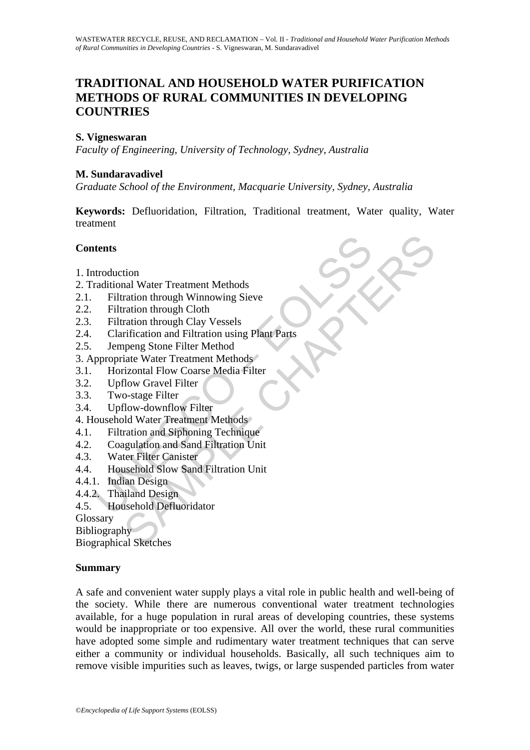# TRADITIONAL AND HOUSEHOLD WATER PURIFICATION METHODS OF RURAL COMMUNITIES IN DEVELOPING COUNTRIES

**S. Vigneswaran**

*Faculty of Engineering, University of Technology, Sydney, Australia*

**M. Sundaravadivel**

*Graduate School of the Environment, Macquarie University, Sydney, Australia*

**Keywords:** Defluoridation, Filtration, Traditional treatment, Water quality, Water treatment

## Contents

1. Introduction
2. Traditional Water Treatment Methods
2.1. Filtration through Winnowing Sieve
2.2. Filtration through Cloth
2.3. Filtration through Clay Vessels
2.4. Clarification and Filtration using Plant Parts
2.5. Jempeng Stone Filter Method
3. Appropriate Water Treatment Methods
3.1. Horizontal Flow Coarse Media Filter
3.2. Upflow Gravel Filter
3.3. Two-stage Filter
3.4. Upflow-downflow Filter
4. Household Water Treatment Methods
4.1. Filtration and Siphoning Technique
4.2. Coagulation and Sand Filtration Unit
4.3. Water Filter Canister
4.4. Household Slow Sand Filtration Unit
4.4.1. Indian Design
4.4.2. Thailand Design
4.5. Household Defluoridator

Glossary
Bibliography
Biographical Sketches

## Summary

A safe and convenient water supply plays a vital role in public health and well-being of the society. While there are numerous conventional water treatment technologies available, for a huge population in rural areas of developing countries, these systems would be inappropriate or too expensive. All over the world, these rural communities have adopted some simple and rudimentary water treatment techniques that can serve either a community or individual households. Basically, all such techniques aim to remove visible impurities such as leaves, twigs, or large suspended particles from water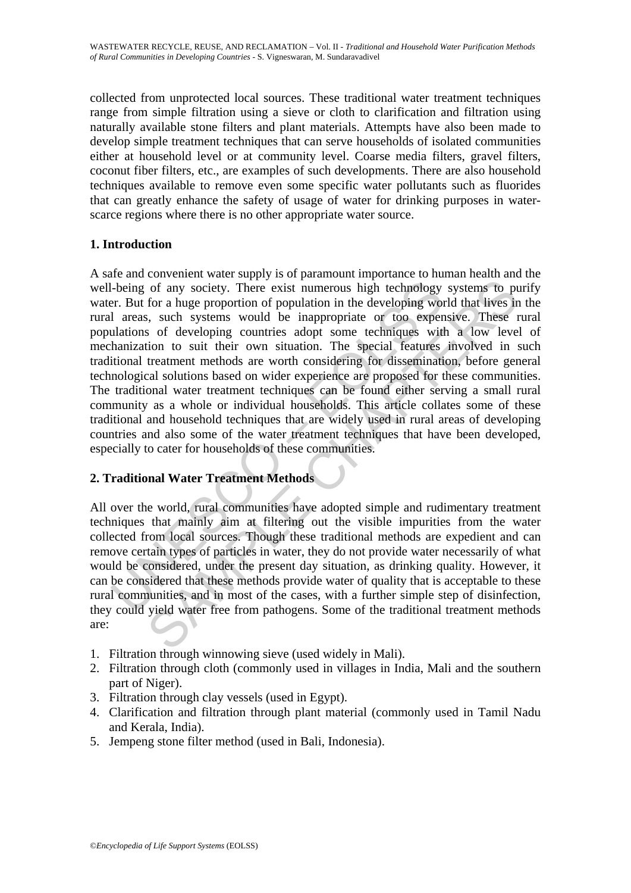collected from unprotected local sources. These traditional water treatment techniques range from simple filtration using a sieve or cloth to clarification and filtration using naturally available stone filters and plant materials. Attempts have also been made to develop simple treatment techniques that can serve households of isolated communities either at household level or at community level. Coarse media filters, gravel filters, coconut fiber filters, etc., are examples of such developments. There are also household techniques available to remove even some specific water pollutants such as fluorides that can greatly enhance the safety of usage of water for drinking purposes in water-scarce regions where there is no other appropriate water source.

## 1. Introduction

A safe and convenient water supply is of paramount importance to human health and the well-being of any society. There exist numerous high technology systems to purify water. But for a huge proportion of population in the developing world that lives in the rural areas, such systems would be inappropriate or too expensive. These rural populations of developing countries adopt some techniques with a low level of mechanization to suit their own situation. The special features involved in such traditional treatment methods are worth considering for dissemination, before general technological solutions based on wider experience are proposed for these communities. The traditional water treatment techniques can be found either serving a small rural community as a whole or individual households. This article collates some of these traditional and household techniques that are widely used in rural areas of developing countries and also some of the water treatment techniques that have been developed, especially to cater for households of these communities.

## 2. Traditional Water Treatment Methods

All over the world, rural communities have adopted simple and rudimentary treatment techniques that mainly aim at filtering out the visible impurities from the water collected from local sources. Though these traditional methods are expedient and can remove certain types of particles in water, they do not provide water necessarily of what would be considered, under the present day situation, as drinking quality. However, it can be considered that these methods provide water of quality that is acceptable to these rural communities, and in most of the cases, with a further simple step of disinfection, they could yield water free from pathogens. Some of the traditional treatment methods are:

1. Filtration through winnowing sieve (used widely in Mali).
2. Filtration through cloth (commonly used in villages in India, Mali and the southern part of Niger).
3. Filtration through clay vessels (used in Egypt).
4. Clarification and filtration through plant material (commonly used in Tamil Nadu and Kerala, India).
5. Jempeng stone filter method (used in Bali, Indonesia).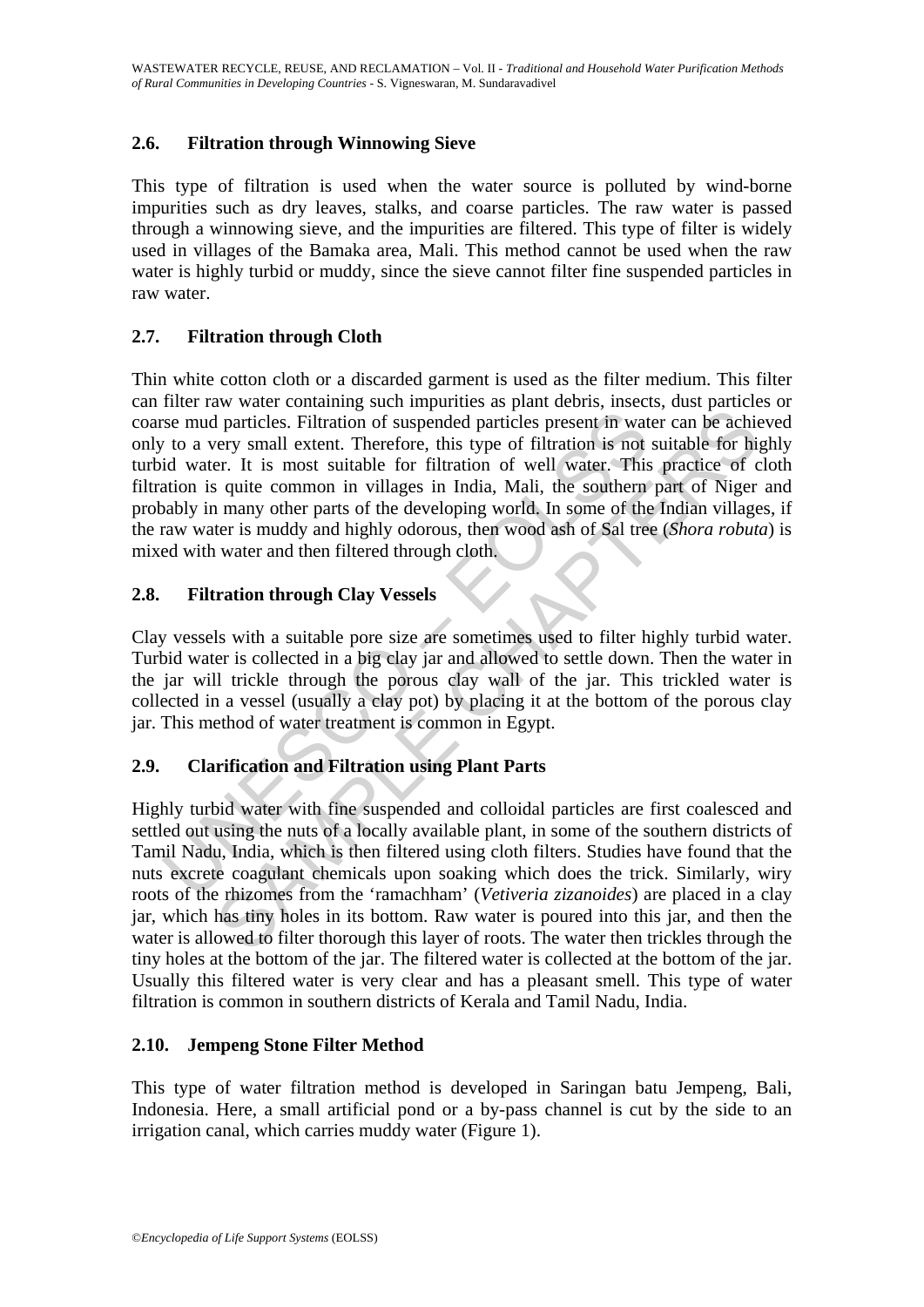## 2.6. Filtration through Winnowing Sieve

This type of filtration is used when the water source is polluted by wind-borne impurities such as dry leaves, stalks, and coarse particles. The raw water is passed through a winnowing sieve, and the impurities are filtered. This type of filter is widely used in villages of the Bamaka area, Mali. This method cannot be used when the raw water is highly turbid or muddy, since the sieve cannot filter fine suspended particles in raw water.

## 2.7. Filtration through Cloth

Thin white cotton cloth or a discarded garment is used as the filter medium. This filter can filter raw water containing such impurities as plant debris, insects, dust particles or coarse mud particles. Filtration of suspended particles present in water can be achieved only to a very small extent. Therefore, this type of filtration is not suitable for highly turbid water. It is most suitable for filtration of well water. This practice of cloth filtration is quite common in villages in India, Mali, the southern part of Niger and probably in many other parts of the developing world. In some of the Indian villages, if the raw water is muddy and highly odorous, then wood ash of Sal tree (*Shora robuta*) is mixed with water and then filtered through cloth.

## 2.8. Filtration through Clay Vessels

Clay vessels with a suitable pore size are sometimes used to filter highly turbid water. Turbid water is collected in a big clay jar and allowed to settle down. Then the water in the jar will trickle through the porous clay wall of the jar. This trickled water is collected in a vessel (usually a clay pot) by placing it at the bottom of the porous clay jar. This method of water treatment is common in Egypt.

## 2.9. Clarification and Filtration using Plant Parts

Highly turbid water with fine suspended and colloidal particles are first coalesced and settled out using the nuts of a locally available plant, in some of the southern districts of Tamil Nadu, India, which is then filtered using cloth filters. Studies have found that the nuts excrete coagulant chemicals upon soaking which does the trick. Similarly, wiry roots of the rhizomes from the 'ramachham' (*Vetiveria zizanoides*) are placed in a clay jar, which has tiny holes in its bottom. Raw water is poured into this jar, and then the water is allowed to filter thorough this layer of roots. The water then trickles through the tiny holes at the bottom of the jar. The filtered water is collected at the bottom of the jar. Usually this filtered water is very clear and has a pleasant smell. This type of water filtration is common in southern districts of Kerala and Tamil Nadu, India.

## 2.10. Jempeng Stone Filter Method

This type of water filtration method is developed in Saringan batu Jempeng, Bali, Indonesia. Here, a small artificial pond or a by-pass channel is cut by the side to an irrigation canal, which carries muddy water (Figure 1).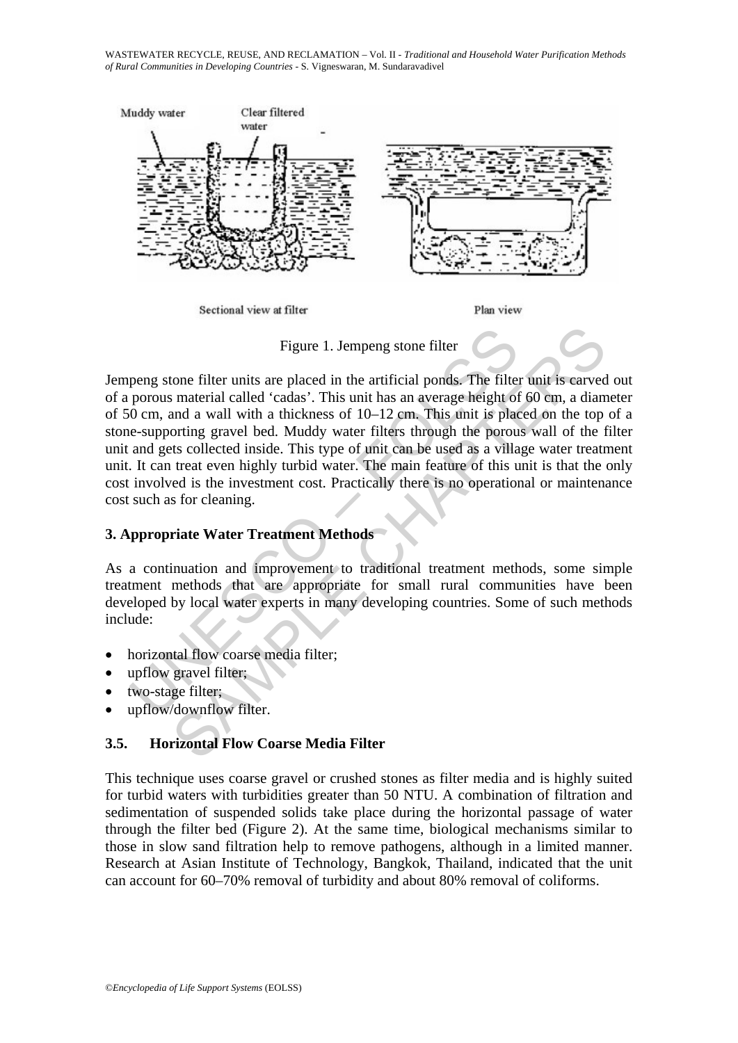Figure 1. Jempeng stone filter

Jempeng stone filter units are placed in the artificial ponds. The filter unit is carved out of a porous material called 'cadas'. This unit has an average height of 60 cm, a diameter of 50 cm, and a wall with a thickness of 10–12 cm. This unit is placed on the top of a stone-supporting gravel bed. Muddy water filters through the porous wall of the filter unit and gets collected inside. This type of unit can be used as a village water treatment unit. It can treat even highly turbid water. The main feature of this unit is that the only cost involved is the investment cost. Practically there is no operational or maintenance cost such as for cleaning.

## 3. Appropriate Water Treatment Methods

As a continuation and improvement to traditional treatment methods, some simple treatment methods that are appropriate for small rural communities have been developed by local water experts in many developing countries. Some of such methods include:

- horizontal flow coarse media filter;
- upflow gravel filter;
- two-stage filter;
- upflow/downflow filter.

### 3.5. Horizontal Flow Coarse Media Filter

This technique uses coarse gravel or crushed stones as filter media and is highly suited for turbid waters with turbidities greater than 50 NTU. A combination of filtration and sedimentation of suspended solids take place during the horizontal passage of water through the filter bed (Figure 2). At the same time, biological mechanisms similar to those in slow sand filtration help to remove pathogens, although in a limited manner. Research at Asian Institute of Technology, Bangkok, Thailand, indicated that the unit can account for 60–70% removal of turbidity and about 80% removal of coliforms.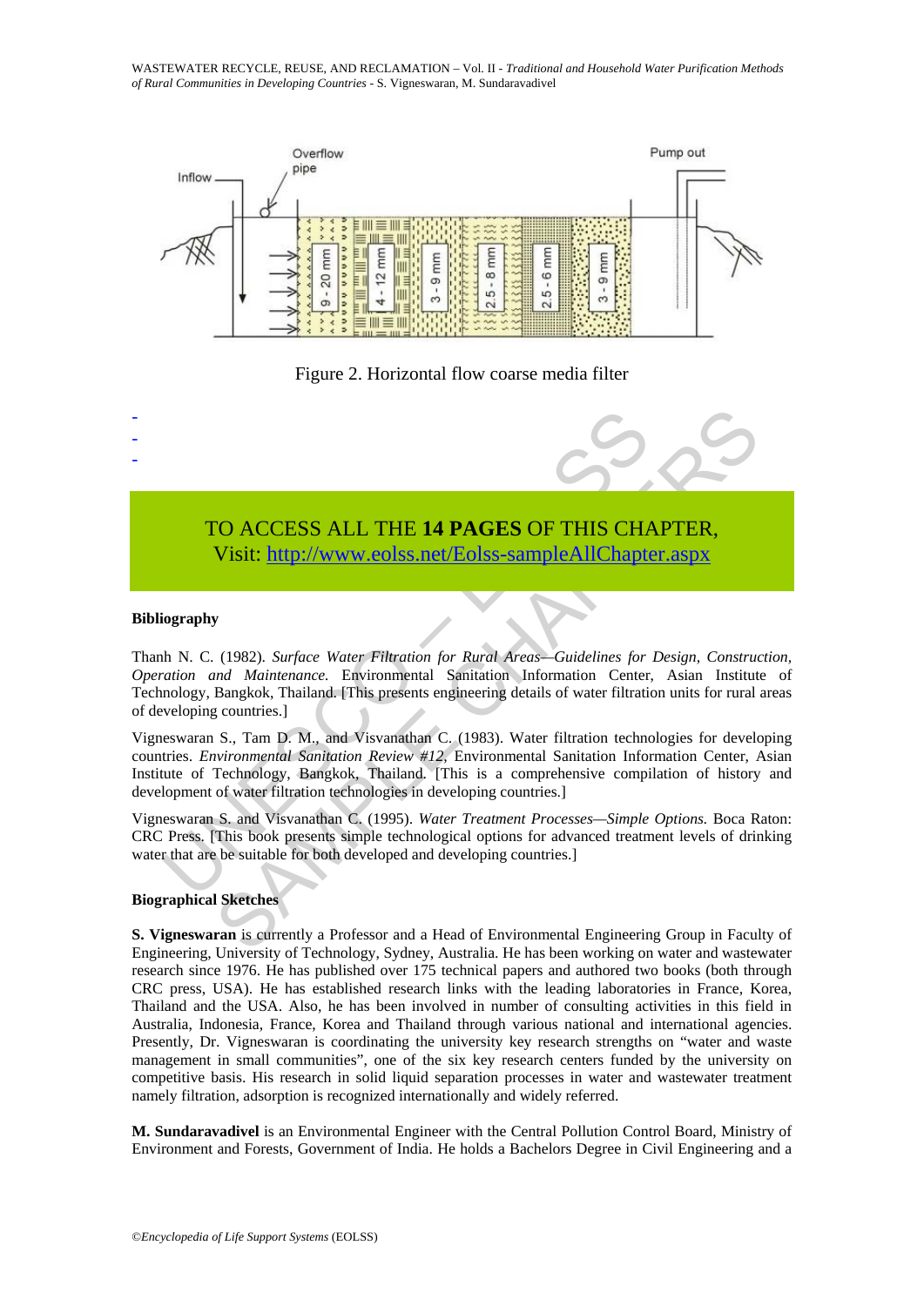Figure 2. Horizontal flow coarse media filter

-
-
-

TO ACCESS ALL THE **14 PAGES** OF THIS CHAPTER,
Visit: http://www.eolss.net/Eolss-sampleAllChapter.aspx

**Bibliography**

Thanh N. C. (1982). *Surface Water Filtration for Rural Areas—Guidelines for Design, Construction, Operation and Maintenance.* Environmental Sanitation Information Center, Asian Institute of Technology, Bangkok, Thailand. [This presents engineering details of water filtration units for rural areas of developing countries.]

Vigneswaran S., Tam D. M., and Visvanathan C. (1983). Water filtration technologies for developing countries. *Environmental Sanitation Review #12*, Environmental Sanitation Information Center, Asian Institute of Technology, Bangkok, Thailand. [This is a comprehensive compilation of history and development of water filtration technologies in developing countries.]

Vigneswaran S. and Visvanathan C. (1995). *Water Treatment Processes—Simple Options.* Boca Raton: CRC Press. [This book presents simple technological options for advanced treatment levels of drinking water that are be suitable for both developed and developing countries.]

**Biographical Sketches**

**S. Vigneswaran** is currently a Professor and a Head of Environmental Engineering Group in Faculty of Engineering, University of Technology, Sydney, Australia. He has been working on water and wastewater research since 1976. He has published over 175 technical papers and authored two books (both through CRC press, USA). He has established research links with the leading laboratories in France, Korea, Thailand and the USA. Also, he has been involved in number of consulting activities in this field in Australia, Indonesia, France, Korea and Thailand through various national and international agencies. Presently, Dr. Vigneswaran is coordinating the university key research strengths on "water and waste management in small communities", one of the six key research centers funded by the university on competitive basis. His research in solid liquid separation processes in water and wastewater treatment namely filtration, adsorption is recognized internationally and widely referred.

**M. Sundaravadivel** is an Environmental Engineer with the Central Pollution Control Board, Ministry of Environment and Forests, Government of India. He holds a Bachelors Degree in Civil Engineering and a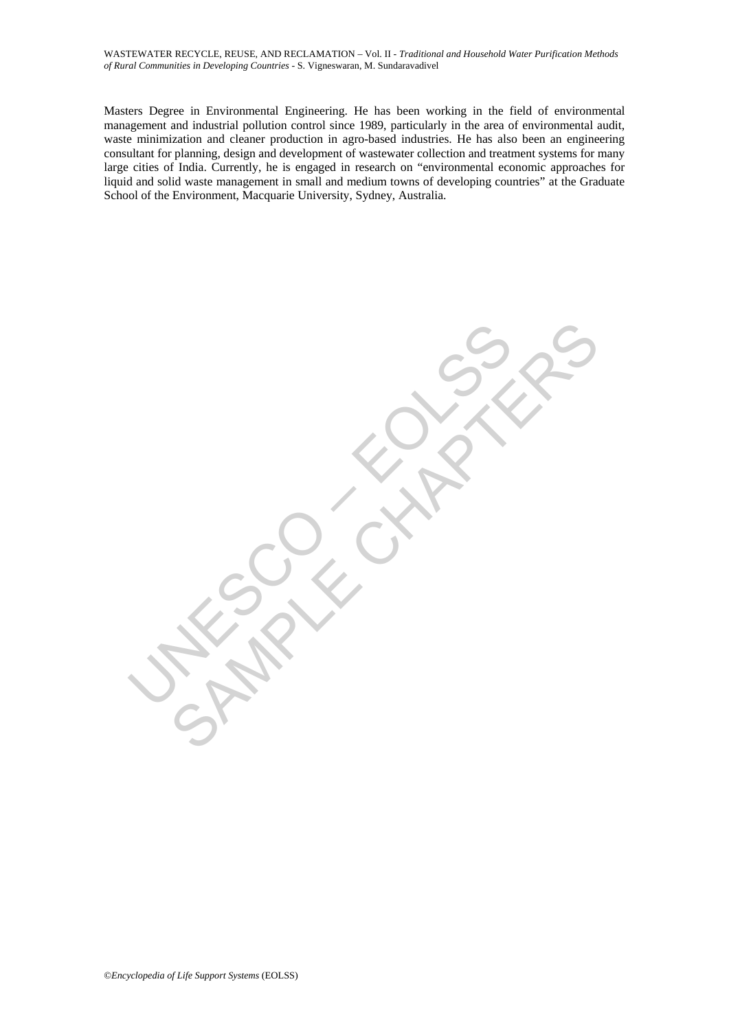Masters Degree in Environmental Engineering. He has been working in the field of environmental management and industrial pollution control since 1989, particularly in the area of environmental audit, waste minimization and cleaner production in agro-based industries. He has also been an engineering consultant for planning, design and development of wastewater collection and treatment systems for many large cities of India. Currently, he is engaged in research on "environmental economic approaches for liquid and solid waste management in small and medium towns of developing countries" at the Graduate School of the Environment, Macquarie University, Sydney, Australia.